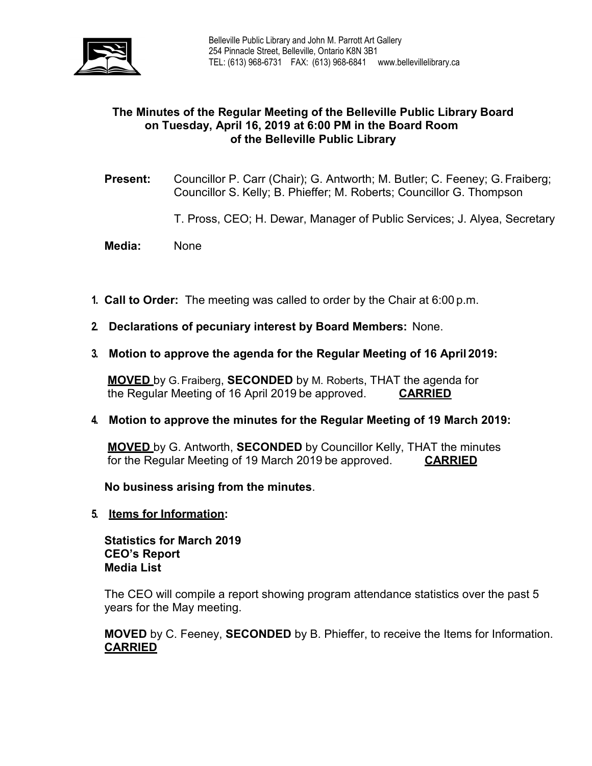Belleville Public Library and John M. Parrott Art Gallery
254 Pinnacle Street, Belleville, Ontario K8N 3B1
TEL: (613) 968-6731 FAX: (613) 968-6841 www.bellevillelibrary.ca

# The Minutes of the Regular Meeting of the Belleville Public Library Board on Tuesday, April 16, 2019 at 6:00 PM in the Board Room of the Belleville Public Library

**Present:** Councillor P. Carr (Chair); G. Antworth; M. Butler; C. Feeney; G. Fraiberg; Councillor S. Kelly; B. Phieffer; M. Roberts; Councillor G. Thompson

T. Pross, CEO; H. Dewar, Manager of Public Services; J. Alyea, Secretary

**Media:** None

1. **Call to Order:** The meeting was called to order by the Chair at 6:00 p.m.

2. **Declarations of pecuniary interest by Board Members:** None.

3. **Motion to approve the agenda for the Regular Meeting of 16 April 2019:**

   **MOVED** by G. Fraiberg, **SECONDED** by M. Roberts, THAT the agenda for the Regular Meeting of 16 April 2019 be approved. **CARRIED**

4. **Motion to approve the minutes for the Regular Meeting of 19 March 2019:**

   **MOVED** by G. Antworth, **SECONDED** by Councillor Kelly, THAT the minutes for the Regular Meeting of 19 March 2019 be approved. **CARRIED**

   **No business arising from the minutes**.

5. **Items for Information:**

   **Statistics for March 2019**
   **CEO's Report**
   **Media List**

   The CEO will compile a report showing program attendance statistics over the past 5 years for the May meeting.

   **MOVED** by C. Feeney, **SECONDED** by B. Phieffer, to receive the Items for Information. **CARRIED**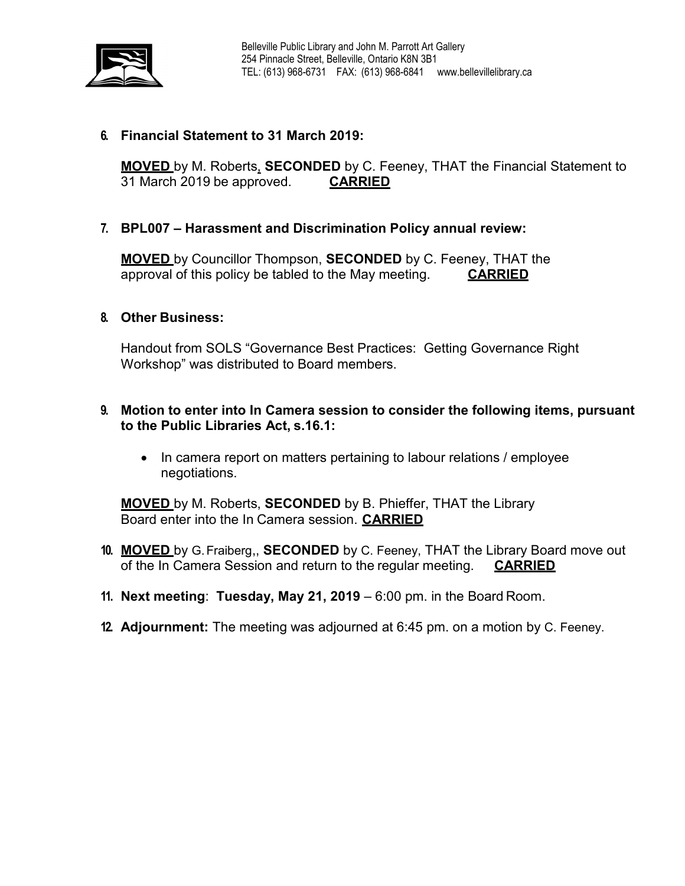Belleville Public Library and John M. Parrott Art Gallery
254 Pinnacle Street, Belleville, Ontario K8N 3B1
TEL: (613) 968-6731 FAX: (613) 968-6841 www.bellevillelibrary.ca

6. **Financial Statement to 31 March 2019:**

   **MOVED** by M. Roberts, **SECONDED** by C. Feeney, THAT the Financial Statement to 31 March 2019 be approved. **CARRIED**

7. **BPL007 – Harassment and Discrimination Policy annual review:**

   **MOVED** by Councillor Thompson, **SECONDED** by C. Feeney, THAT the approval of this policy be tabled to the May meeting. **CARRIED**

8. **Other Business:**

   Handout from SOLS "Governance Best Practices: Getting Governance Right Workshop" was distributed to Board members.

9. **Motion to enter into In Camera session to consider the following items, pursuant to the Public Libraries Act, s.16.1:**

   - In camera report on matters pertaining to labour relations / employee negotiations.

   **MOVED** by M. Roberts, **SECONDED** by B. Phieffer, THAT the Library Board enter into the In Camera session. **CARRIED**

10. **MOVED** by G. Fraiberg,, **SECONDED** by C. Feeney, THAT the Library Board move out of the In Camera Session and return to the regular meeting. **CARRIED**

11. **Next meeting**: **Tuesday, May 21, 2019** – 6:00 pm. in the Board Room.

12. **Adjournment:** The meeting was adjourned at 6:45 pm. on a motion by C. Feeney.